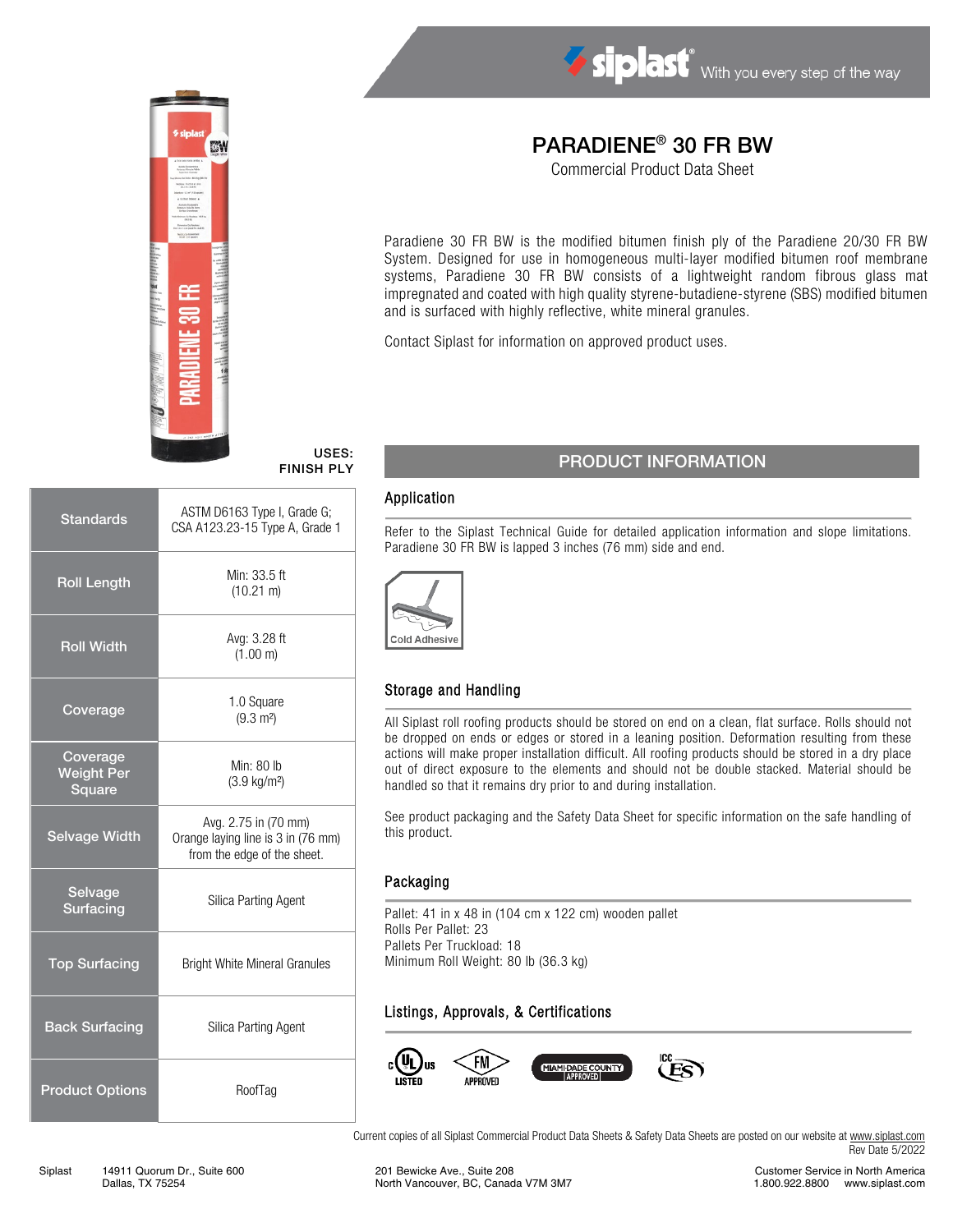siplast® With you every step of the way

# PARADIENE® 30 FR BW

Commercial Product Data Sheet

Paradiene 30 FR BW is the modified bitumen finish ply of the Paradiene 20/30 FR BW System. Designed for use in homogeneous multi-layer modified bitumen roof membrane systems, Paradiene 30 FR BW consists of a lightweight random fibrous glass mat impregnated and coated with high quality styrene-butadiene-styrene (SBS) modified bitumen and is surfaced with highly reflective, white mineral granules.

Contact Siplast for information on approved product uses.

**USES:**
**FINISH PLY**

| | |
|---|---|
| Standards | ASTM D6163 Type I, Grade G; CSA A123.23-15 Type A, Grade 1 |
| Roll Length | Min: 33.5 ft (10.21 m) |
| Roll Width | Avg: 3.28 ft (1.00 m) |
| Coverage | 1.0 Square (9.3 m²) |
| Coverage Weight Per Square | Min: 80 lb (3.9 kg/m²) |
| Selvage Width | Avg. 2.75 in (70 mm) Orange laying line is 3 in (76 mm) from the edge of the sheet. |
| Selvage Surfacing | Silica Parting Agent |
| Top Surfacing | Bright White Mineral Granules |
| Back Surfacing | Silica Parting Agent |
| Product Options | RoofTag |

## PRODUCT INFORMATION

### Application

Refer to the Siplast Technical Guide for detailed application information and slope limitations. Paradiene 30 FR BW is lapped 3 inches (76 mm) side and end.

Cold Adhesive

### Storage and Handling

All Siplast roll roofing products should be stored on end on a clean, flat surface. Rolls should not be dropped on ends or edges or stored in a leaning position. Deformation resulting from these actions will make proper installation difficult. All roofing products should be stored in a dry place out of direct exposure to the elements and should not be double stacked. Material should be handled so that it remains dry prior to and during installation.

See product packaging and the Safety Data Sheet for specific information on the safe handling of this product.

### Packaging

Pallet: 41 in x 48 in (104 cm x 122 cm) wooden pallet
Rolls Per Pallet: 23
Pallets Per Truckload: 18
Minimum Roll Weight: 80 lb (36.3 kg)

### Listings, Approvals, & Certifications

c UL us LISTED · FM APPROVED · MIAMI-DADE COUNTY APPROVED · ICC ES

Current copies of all Siplast Commercial Product Data Sheets & Safety Data Sheets are posted on our website at www.siplast.com
Rev Date 5/2022

Siplast 14911 Quorum Dr., Suite 600, Dallas, TX 75254 | 201 Bewicke Ave., Suite 208, North Vancouver, BC, Canada V7M 3M7 | Customer Service in North America 1.800.922.8800 www.siplast.com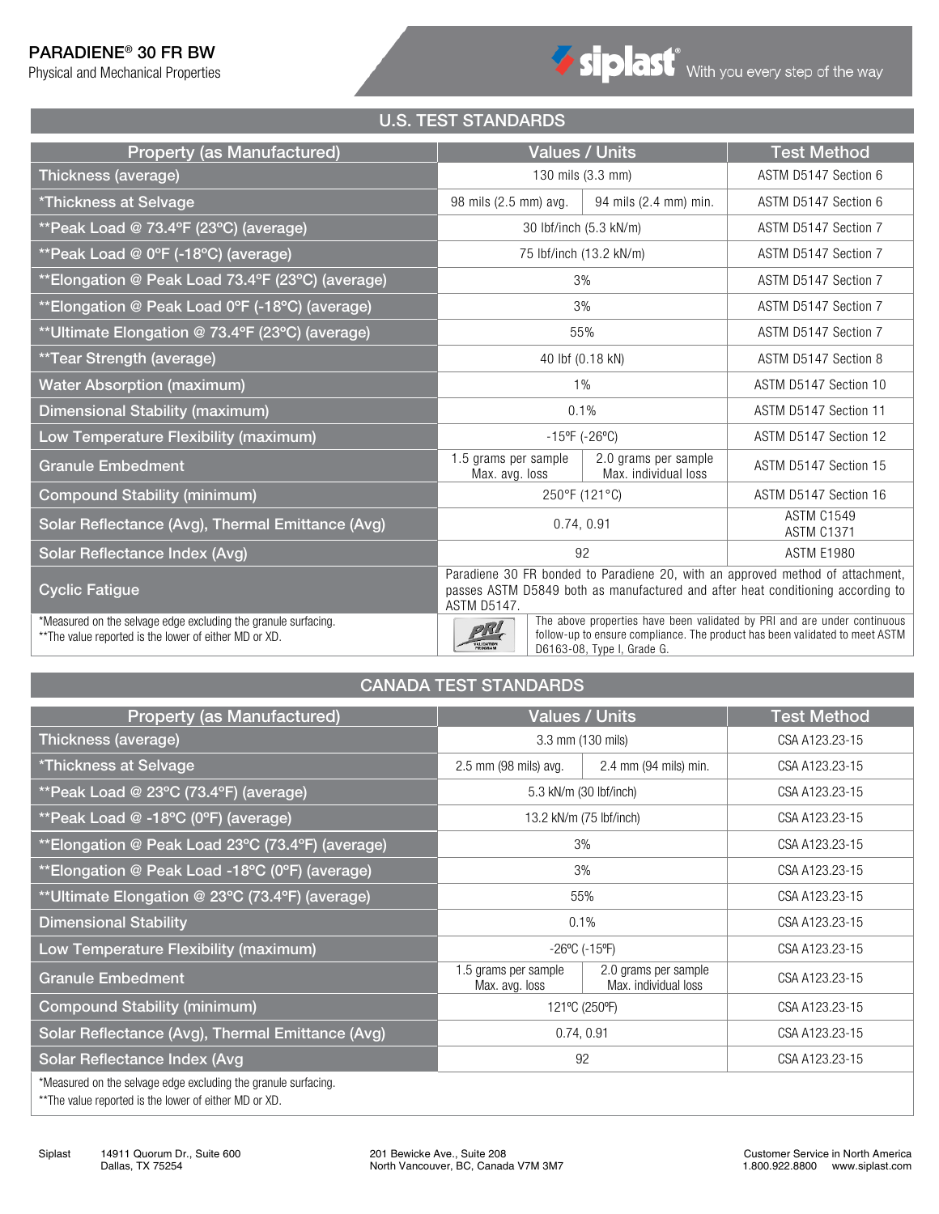# PARADIENE® 30 FR BW

Physical and Mechanical Properties

siplast® With you every step of the way

## U.S. TEST STANDARDS

| Property (as Manufactured) | Values / Units | | Test Method |
|---|---|---|---|
| Thickness (average) | 130 mils (3.3 mm) | | ASTM D5147 Section 6 |
| *Thickness at Selvage | 98 mils (2.5 mm) avg. | 94 mils (2.4 mm) min. | ASTM D5147 Section 6 |
| **Peak Load @ 73.4ºF (23ºC) (average) | 30 lbf/inch (5.3 kN/m) | | ASTM D5147 Section 7 |
| **Peak Load @ 0ºF (-18ºC) (average) | 75 lbf/inch (13.2 kN/m) | | ASTM D5147 Section 7 |
| **Elongation @ Peak Load 73.4ºF (23ºC) (average) | 3% | | ASTM D5147 Section 7 |
| **Elongation @ Peak Load 0ºF (-18ºC) (average) | 3% | | ASTM D5147 Section 7 |
| **Ultimate Elongation @ 73.4ºF (23ºC) (average) | 55% | | ASTM D5147 Section 7 |
| **Tear Strength (average) | 40 lbf (0.18 kN) | | ASTM D5147 Section 8 |
| Water Absorption (maximum) | 1% | | ASTM D5147 Section 10 |
| Dimensional Stability (maximum) | 0.1% | | ASTM D5147 Section 11 |
| Low Temperature Flexibility (maximum) | -15ºF (-26ºC) | | ASTM D5147 Section 12 |
| Granule Embedment | 1.5 grams per sample Max. avg. loss | 2.0 grams per sample Max. individual loss | ASTM D5147 Section 15 |
| Compound Stability (minimum) | 250°F (121°C) | | ASTM D5147 Section 16 |
| Solar Reflectance (Avg), Thermal Emittance (Avg) | 0.74, 0.91 | | ASTM C1549 ASTM C1371 |
| Solar Reflectance Index (Avg) | 92 | | ASTM E1980 |
| Cyclic Fatigue | Paradiene 30 FR bonded to Paradiene 20, with an approved method of attachment, passes ASTM D5849 both as manufactured and after heat conditioning according to ASTM D5147. | | |

*Measured on the selvage edge excluding the granule surfacing.
**The value reported is the lower of either MD or XD.

PRI VALIDATION PROGRAM — The above properties have been validated by PRI and are under continuous follow-up to ensure compliance. The product has been validated to meet ASTM D6163-08, Type I, Grade G.

## CANADA TEST STANDARDS

| Property (as Manufactured) | Values / Units | | Test Method |
|---|---|---|---|
| Thickness (average) | 3.3 mm (130 mils) | | CSA A123.23-15 |
| *Thickness at Selvage | 2.5 mm (98 mils) avg. | 2.4 mm (94 mils) min. | CSA A123.23-15 |
| **Peak Load @ 23ºC (73.4ºF) (average) | 5.3 kN/m (30 lbf/inch) | | CSA A123.23-15 |
| **Peak Load @ -18ºC (0ºF) (average) | 13.2 kN/m (75 lbf/inch) | | CSA A123.23-15 |
| **Elongation @ Peak Load 23ºC (73.4ºF) (average) | 3% | | CSA A123.23-15 |
| **Elongation @ Peak Load -18ºC (0ºF) (average) | 3% | | CSA A123.23-15 |
| **Ultimate Elongation @ 23ºC (73.4ºF) (average) | 55% | | CSA A123.23-15 |
| Dimensional Stability | 0.1% | | CSA A123.23-15 |
| Low Temperature Flexibility (maximum) | -26ºC (-15ºF) | | CSA A123.23-15 |
| Granule Embedment | 1.5 grams per sample Max. avg. loss | 2.0 grams per sample Max. individual loss | CSA A123.23-15 |
| Compound Stability (minimum) | 121ºC (250ºF) | | CSA A123.23-15 |
| Solar Reflectance (Avg), Thermal Emittance (Avg) | 0.74, 0.91 | | CSA A123.23-15 |
| Solar Reflectance Index (Avg | 92 | | CSA A123.23-15 |

*Measured on the selvage edge excluding the granule surfacing.
**The value reported is the lower of either MD or XD.

Siplast 14911 Quorum Dr., Suite 600 Dallas, TX 75254 | 201 Bewicke Ave., Suite 208 North Vancouver, BC, Canada V7M 3M7 | Customer Service in North America 1.800.922.8800 www.siplast.com